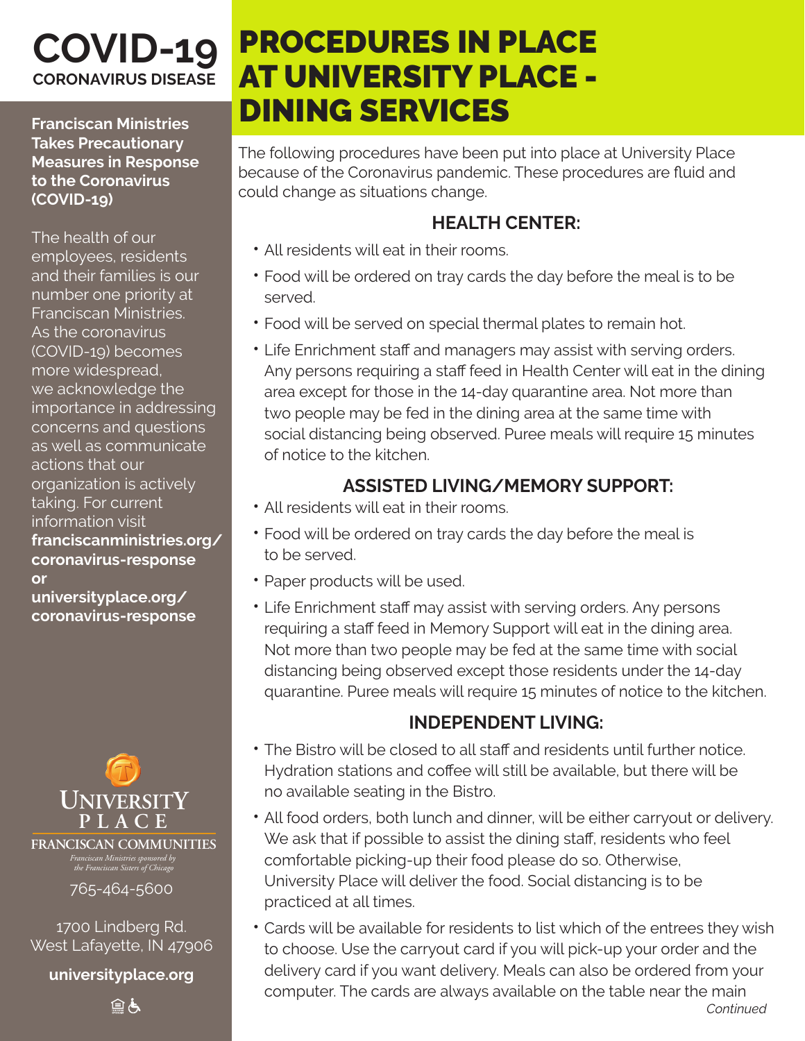# COVID-19

**CORONAVIRUS DISEASE**

**Franciscan Ministries Takes Precautionary Measures in Response to the Coronavirus (COVID-19)**

The health of our employees, residents and their families is our number one priority at Franciscan Ministries. As the coronavirus (COVID-19) becomes more widespread, we acknowledge the importance in addressing concerns and questions as well as communicate actions that our organization is actively taking. For current information visit **franciscanministries.org/coronavirus-response** or **universityplace.org/coronavirus-response**

UNIVERSITY PLACE
FRANCISCAN COMMUNITIES
*Franciscan Ministries sponsored by the Franciscan Sisters of Chicago*

765-464-5600

1700 Lindberg Rd.
West Lafayette, IN 47906

**universityplace.org**

# PROCEDURES IN PLACE AT UNIVERSITY PLACE - DINING SERVICES

The following procedures have been put into place at University Place because of the Coronavirus pandemic. These procedures are fluid and could change as situations change.

## HEALTH CENTER:

- All residents will eat in their rooms.
- Food will be ordered on tray cards the day before the meal is to be served.
- Food will be served on special thermal plates to remain hot.
- Life Enrichment staff and managers may assist with serving orders. Any persons requiring a staff feed in Health Center will eat in the dining area except for those in the 14-day quarantine area. Not more than two people may be fed in the dining area at the same time with social distancing being observed. Puree meals will require 15 minutes of notice to the kitchen.

## ASSISTED LIVING/MEMORY SUPPORT:

- All residents will eat in their rooms.
- Food will be ordered on tray cards the day before the meal is to be served.
- Paper products will be used.
- Life Enrichment staff may assist with serving orders. Any persons requiring a staff feed in Memory Support will eat in the dining area. Not more than two people may be fed at the same time with social distancing being observed except those residents under the 14-day quarantine. Puree meals will require 15 minutes of notice to the kitchen.

## INDEPENDENT LIVING:

- The Bistro will be closed to all staff and residents until further notice. Hydration stations and coffee will still be available, but there will be no available seating in the Bistro.
- All food orders, both lunch and dinner, will be either carryout or delivery. We ask that if possible to assist the dining staff, residents who feel comfortable picking-up their food please do so. Otherwise, University Place will deliver the food. Social distancing is to be practiced at all times.
- Cards will be available for residents to list which of the entrees they wish to choose. Use the carryout card if you will pick-up your order and the delivery card if you want delivery. Meals can also be ordered from your computer. The cards are always available on the table near the main

*Continued*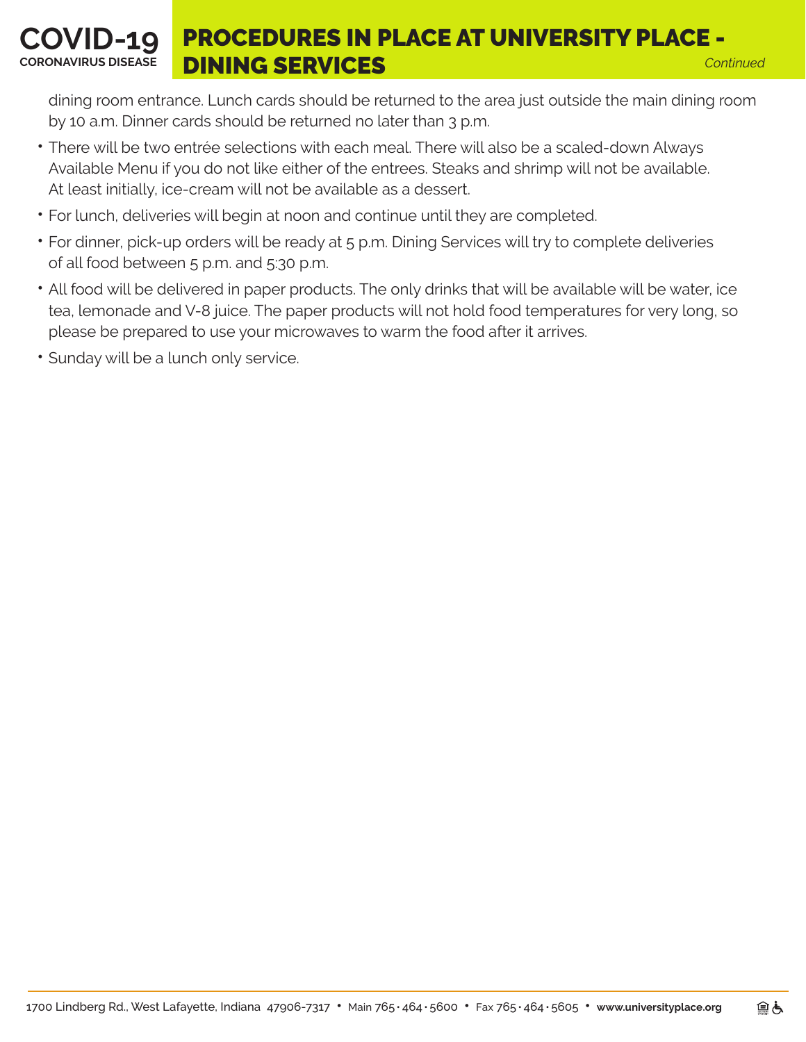dining room entrance. Lunch cards should be returned to the area just outside the main dining room by 10 a.m. Dinner cards should be returned no later than 3 p.m.

- There will be two entrée selections with each meal. There will also be a scaled-down Always Available Menu if you do not like either of the entrees. Steaks and shrimp will not be available. At least initially, ice-cream will not be available as a dessert.
- For lunch, deliveries will begin at noon and continue until they are completed.
- For dinner, pick-up orders will be ready at 5 p.m. Dining Services will try to complete deliveries of all food between 5 p.m. and 5:30 p.m.
- All food will be delivered in paper products. The only drinks that will be available will be water, ice tea, lemonade and V-8 juice. The paper products will not hold food temperatures for very long, so please be prepared to use your microwaves to warm the food after it arrives.
- Sunday will be a lunch only service.